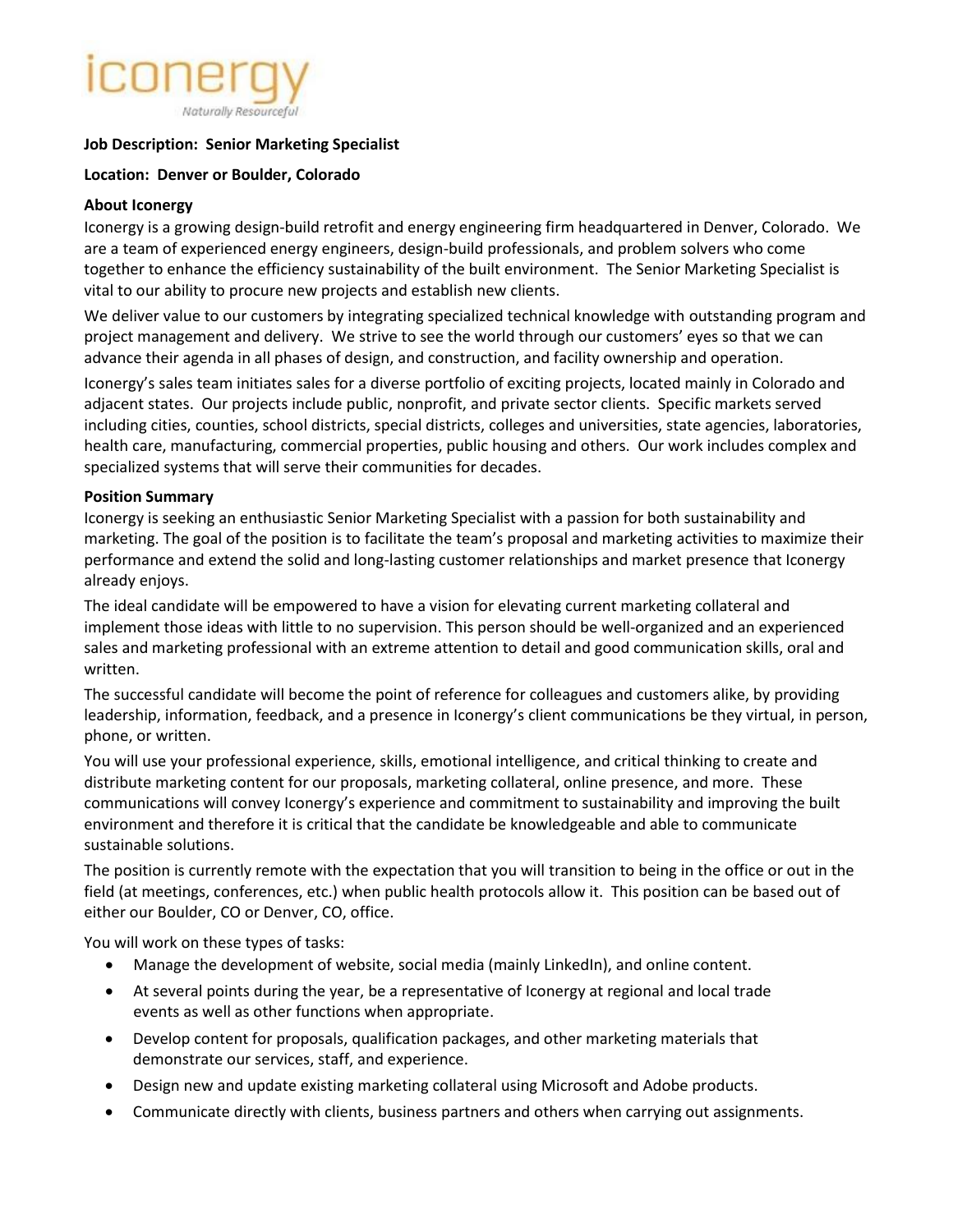iconergy

*Naturally Resourceful*

**Job Description: Senior Marketing Specialist**

**Location: Denver or Boulder, Colorado**

**About Iconergy**

Iconergy is a growing design-build retrofit and energy engineering firm headquartered in Denver, Colorado. We are a team of experienced energy engineers, design-build professionals, and problem solvers who come together to enhance the efficiency sustainability of the built environment. The Senior Marketing Specialist is vital to our ability to procure new projects and establish new clients.

We deliver value to our customers by integrating specialized technical knowledge with outstanding program and project management and delivery. We strive to see the world through our customers' eyes so that we can advance their agenda in all phases of design, and construction, and facility ownership and operation.

Iconergy's sales team initiates sales for a diverse portfolio of exciting projects, located mainly in Colorado and adjacent states. Our projects include public, nonprofit, and private sector clients. Specific markets served including cities, counties, school districts, special districts, colleges and universities, state agencies, laboratories, health care, manufacturing, commercial properties, public housing and others. Our work includes complex and specialized systems that will serve their communities for decades.

**Position Summary**

Iconergy is seeking an enthusiastic Senior Marketing Specialist with a passion for both sustainability and marketing. The goal of the position is to facilitate the team's proposal and marketing activities to maximize their performance and extend the solid and long-lasting customer relationships and market presence that Iconergy already enjoys.

The ideal candidate will be empowered to have a vision for elevating current marketing collateral and implement those ideas with little to no supervision. This person should be well-organized and an experienced sales and marketing professional with an extreme attention to detail and good communication skills, oral and written.

The successful candidate will become the point of reference for colleagues and customers alike, by providing leadership, information, feedback, and a presence in Iconergy's client communications be they virtual, in person, phone, or written.

You will use your professional experience, skills, emotional intelligence, and critical thinking to create and distribute marketing content for our proposals, marketing collateral, online presence, and more. These communications will convey Iconergy's experience and commitment to sustainability and improving the built environment and therefore it is critical that the candidate be knowledgeable and able to communicate sustainable solutions.

The position is currently remote with the expectation that you will transition to being in the office or out in the field (at meetings, conferences, etc.) when public health protocols allow it. This position can be based out of either our Boulder, CO or Denver, CO, office.

You will work on these types of tasks:

- Manage the development of website, social media (mainly LinkedIn), and online content.
- At several points during the year, be a representative of Iconergy at regional and local trade events as well as other functions when appropriate.
- Develop content for proposals, qualification packages, and other marketing materials that demonstrate our services, staff, and experience.
- Design new and update existing marketing collateral using Microsoft and Adobe products.
- Communicate directly with clients, business partners and others when carrying out assignments.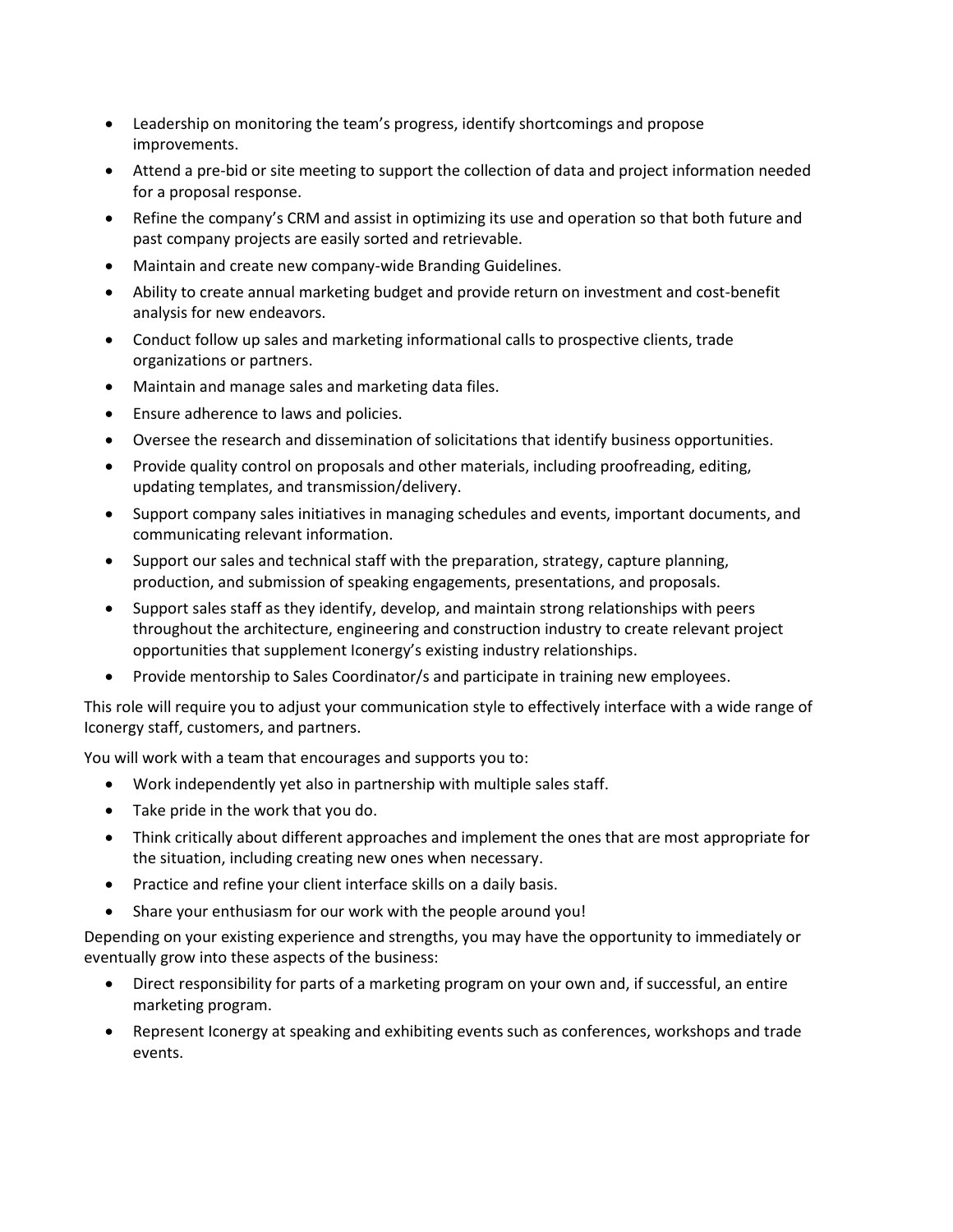- Leadership on monitoring the team's progress, identify shortcomings and propose improvements.
- Attend a pre-bid or site meeting to support the collection of data and project information needed for a proposal response.
- Refine the company's CRM and assist in optimizing its use and operation so that both future and past company projects are easily sorted and retrievable.
- Maintain and create new company-wide Branding Guidelines.
- Ability to create annual marketing budget and provide return on investment and cost-benefit analysis for new endeavors.
- Conduct follow up sales and marketing informational calls to prospective clients, trade organizations or partners.
- Maintain and manage sales and marketing data files.
- Ensure adherence to laws and policies.
- Oversee the research and dissemination of solicitations that identify business opportunities.
- Provide quality control on proposals and other materials, including proofreading, editing, updating templates, and transmission/delivery.
- Support company sales initiatives in managing schedules and events, important documents, and communicating relevant information.
- Support our sales and technical staff with the preparation, strategy, capture planning, production, and submission of speaking engagements, presentations, and proposals.
- Support sales staff as they identify, develop, and maintain strong relationships with peers throughout the architecture, engineering and construction industry to create relevant project opportunities that supplement Iconergy's existing industry relationships.
- Provide mentorship to Sales Coordinator/s and participate in training new employees.

This role will require you to adjust your communication style to effectively interface with a wide range of Iconergy staff, customers, and partners.

You will work with a team that encourages and supports you to:

- Work independently yet also in partnership with multiple sales staff.
- Take pride in the work that you do.
- Think critically about different approaches and implement the ones that are most appropriate for the situation, including creating new ones when necessary.
- Practice and refine your client interface skills on a daily basis.
- Share your enthusiasm for our work with the people around you!

Depending on your existing experience and strengths, you may have the opportunity to immediately or eventually grow into these aspects of the business:

- Direct responsibility for parts of a marketing program on your own and, if successful, an entire marketing program.
- Represent Iconergy at speaking and exhibiting events such as conferences, workshops and trade events.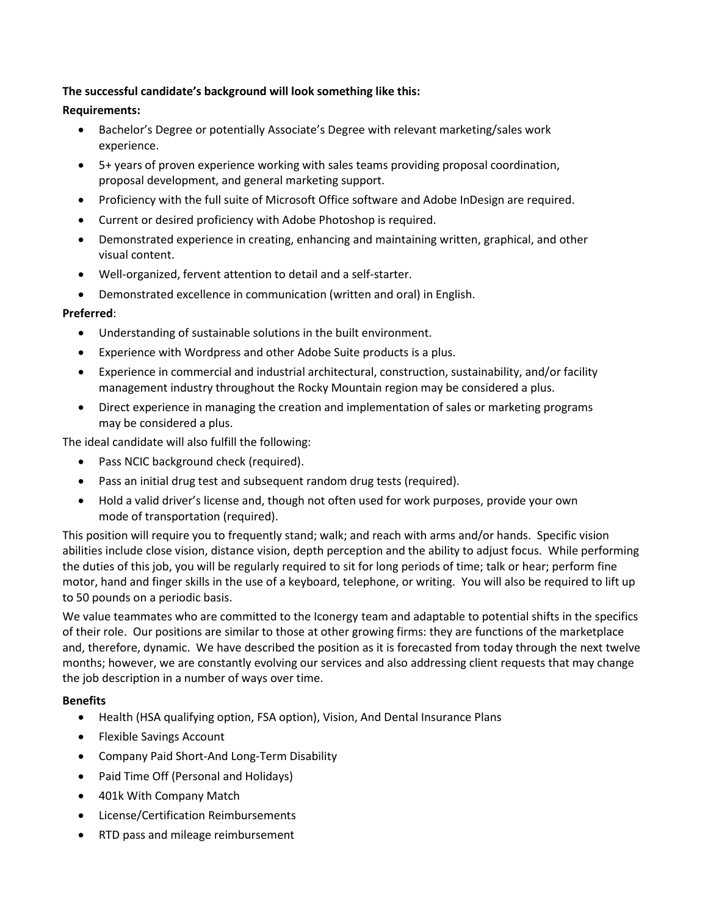**The successful candidate's background will look something like this:**

**Requirements:**

- Bachelor's Degree or potentially Associate's Degree with relevant marketing/sales work experience.
- 5+ years of proven experience working with sales teams providing proposal coordination, proposal development, and general marketing support.
- Proficiency with the full suite of Microsoft Office software and Adobe InDesign are required.
- Current or desired proficiency with Adobe Photoshop is required.
- Demonstrated experience in creating, enhancing and maintaining written, graphical, and other visual content.
- Well-organized, fervent attention to detail and a self-starter.
- Demonstrated excellence in communication (written and oral) in English.

**Preferred**:

- Understanding of sustainable solutions in the built environment.
- Experience with Wordpress and other Adobe Suite products is a plus.
- Experience in commercial and industrial architectural, construction, sustainability, and/or facility management industry throughout the Rocky Mountain region may be considered a plus.
- Direct experience in managing the creation and implementation of sales or marketing programs may be considered a plus.

The ideal candidate will also fulfill the following:

- Pass NCIC background check (required).
- Pass an initial drug test and subsequent random drug tests (required).
- Hold a valid driver's license and, though not often used for work purposes, provide your own mode of transportation (required).

This position will require you to frequently stand; walk; and reach with arms and/or hands. Specific vision abilities include close vision, distance vision, depth perception and the ability to adjust focus. While performing the duties of this job, you will be regularly required to sit for long periods of time; talk or hear; perform fine motor, hand and finger skills in the use of a keyboard, telephone, or writing. You will also be required to lift up to 50 pounds on a periodic basis.

We value teammates who are committed to the Iconergy team and adaptable to potential shifts in the specifics of their role. Our positions are similar to those at other growing firms: they are functions of the marketplace and, therefore, dynamic. We have described the position as it is forecasted from today through the next twelve months; however, we are constantly evolving our services and also addressing client requests that may change the job description in a number of ways over time.

**Benefits**

- Health (HSA qualifying option, FSA option), Vision, And Dental Insurance Plans
- Flexible Savings Account
- Company Paid Short-And Long-Term Disability
- Paid Time Off (Personal and Holidays)
- 401k With Company Match
- License/Certification Reimbursements
- RTD pass and mileage reimbursement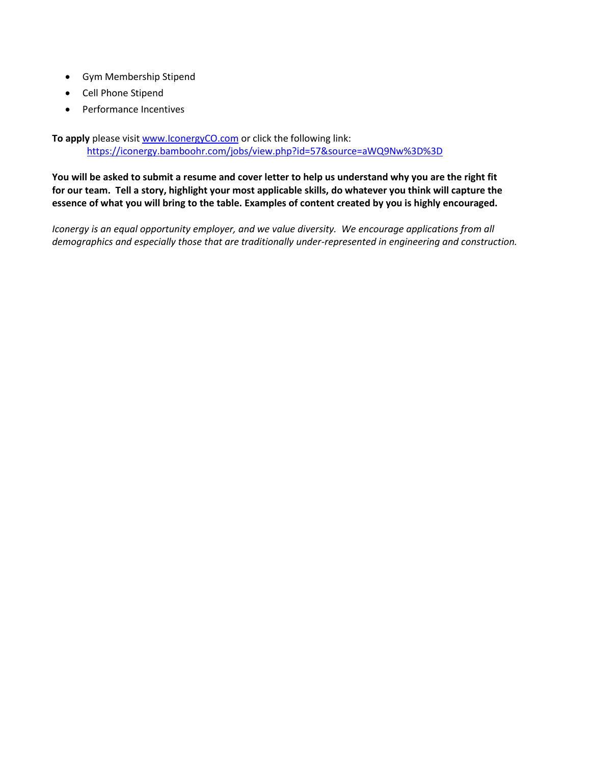- Gym Membership Stipend
- Cell Phone Stipend
- Performance Incentives

**To apply** please visit [www.IconergyCO.com](www.IconergyCO.com) or click the following link: [https://iconergy.bamboohr.com/jobs/view.php?id=57&source=aWQ9Nw%3D%3D](https://iconergy.bamboohr.com/jobs/view.php?id=57&source=aWQ9Nw%3D%3D)

**You will be asked to submit a resume and cover letter to help us understand why you are the right fit for our team. Tell a story, highlight your most applicable skills, do whatever you think will capture the essence of what you will bring to the table. Examples of content created by you is highly encouraged.**

*Iconergy is an equal opportunity employer, and we value diversity. We encourage applications from all demographics and especially those that are traditionally under-represented in engineering and construction.*